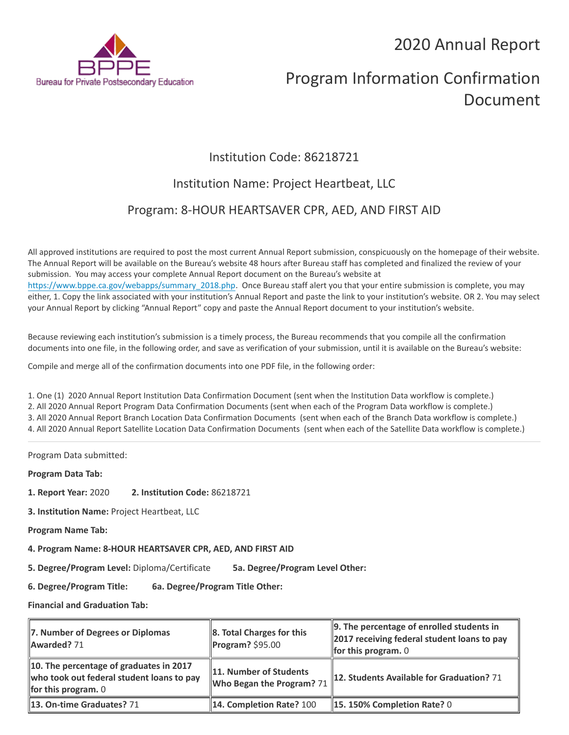BPPE
Bureau for Private Postsecondary Education

# 2020 Annual Report

# Program Information Confirmation Document

## Institution Code: 86218721

## Institution Name: Project Heartbeat, LLC

## Program: 8-HOUR HEARTSAVER CPR, AED, AND FIRST AID

All approved institutions are required to post the most current Annual Report submission, conspicuously on the homepage of their website. The Annual Report will be available on the Bureau's website 48 hours after Bureau staff has completed and finalized the review of your submission. You may access your complete Annual Report document on the Bureau's website at https://www.bppe.ca.gov/webapps/summary_2018.php. Once Bureau staff alert you that your entire submission is complete, you may either, 1. Copy the link associated with your institution's Annual Report and paste the link to your institution's website. OR 2. You may select your Annual Report by clicking "Annual Report" copy and paste the Annual Report document to your institution's website.

Because reviewing each institution's submission is a timely process, the Bureau recommends that you compile all the confirmation documents into one file, in the following order, and save as verification of your submission, until it is available on the Bureau's website:

Compile and merge all of the confirmation documents into one PDF file, in the following order:

1. One (1) 2020 Annual Report Institution Data Confirmation Document (sent when the Institution Data workflow is complete.)
2. All 2020 Annual Report Program Data Confirmation Documents (sent when each of the Program Data workflow is complete.)
3. All 2020 Annual Report Branch Location Data Confirmation Documents (sent when each of the Branch Data workflow is complete.)
4. All 2020 Annual Report Satellite Location Data Confirmation Documents (sent when each of the Satellite Data workflow is complete.)

---

Program Data submitted:

**Program Data Tab:**

**1. Report Year:** 2020 **2. Institution Code:** 86218721

**3. Institution Name:** Project Heartbeat, LLC

**Program Name Tab:**

**4. Program Name: 8-HOUR HEARTSAVER CPR, AED, AND FIRST AID**

**5. Degree/Program Level:** Diploma/Certificate **5a. Degree/Program Level Other:**

**6. Degree/Program Title:** **6a. Degree/Program Title Other:**

**Financial and Graduation Tab:**

| | | |
|---|---|---|
| **7. Number of Degrees or Diplomas Awarded?** 71 | **8. Total Charges for this Program?** $95.00 | **9. The percentage of enrolled students in 2017 receiving federal student loans to pay for this program.** 0 |
| **10. The percentage of graduates in 2017 who took out federal student loans to pay for this program.** 0 | **11. Number of Students Who Began the Program?** 71 | **12. Students Available for Graduation?** 71 |
| **13. On-time Graduates?** 71 | **14. Completion Rate?** 100 | **15. 150% Completion Rate?** 0 |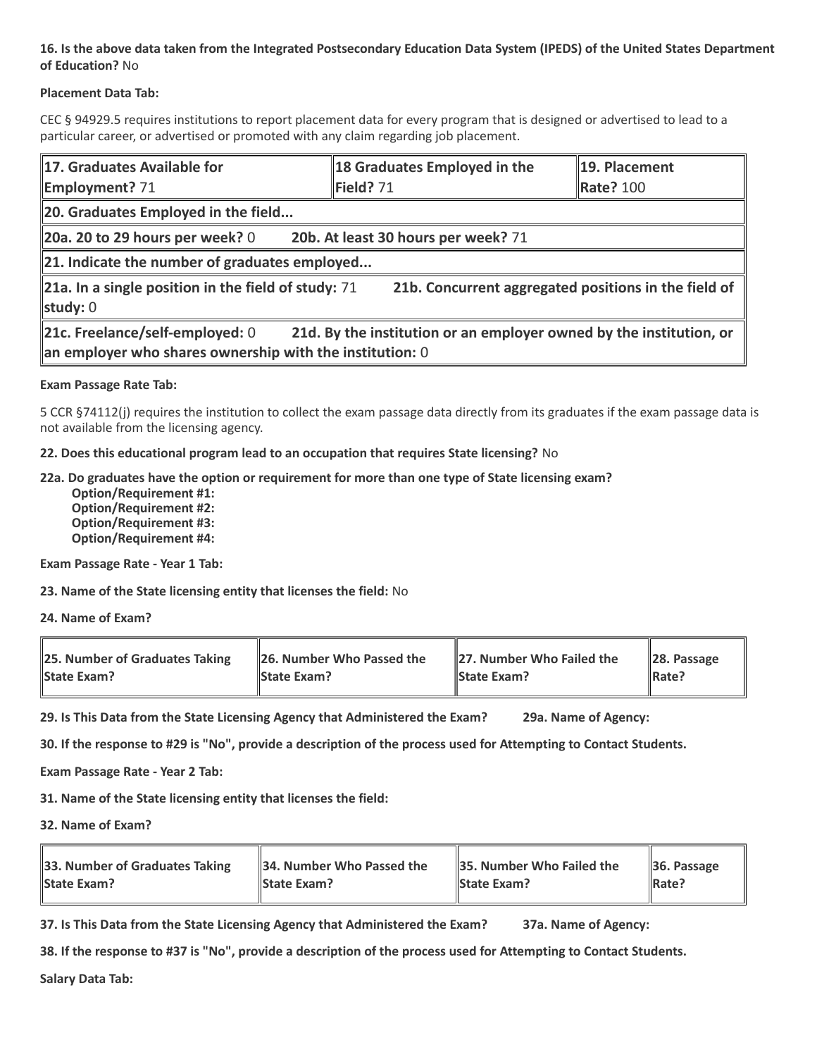**16. Is the above data taken from the Integrated Postsecondary Education Data System (IPEDS) of the United States Department of Education?** No

**Placement Data Tab:**

CEC § 94929.5 requires institutions to report placement data for every program that is designed or advertised to lead to a particular career, or advertised or promoted with any claim regarding job placement.

| **17. Graduates Available for Employment?** 71 | **18 Graduates Employed in the Field?** 71 | **19. Placement Rate?** 100 |
|---|---|---|
| **20. Graduates Employed in the field...** | | |
| **20a. 20 to 29 hours per week?** 0 **20b. At least 30 hours per week?** 71 | | |
| **21. Indicate the number of graduates employed...** | | |
| **21a. In a single position in the field of study:** 71 **21b. Concurrent aggregated positions in the field of study:** 0 | | |
| **21c. Freelance/self-employed:** 0 **21d. By the institution or an employer owned by the institution, or an employer who shares ownership with the institution:** 0 | | |

**Exam Passage Rate Tab:**

5 CCR §74112(j) requires the institution to collect the exam passage data directly from its graduates if the exam passage data is not available from the licensing agency.

**22. Does this educational program lead to an occupation that requires State licensing?** No

**22a. Do graduates have the option or requirement for more than one type of State licensing exam?**
**Option/Requirement #1:**
**Option/Requirement #2:**
**Option/Requirement #3:**
**Option/Requirement #4:**

**Exam Passage Rate - Year 1 Tab:**

**23. Name of the State licensing entity that licenses the field:** No

**24. Name of Exam?**

| **25. Number of Graduates Taking State Exam?** | **26. Number Who Passed the State Exam?** | **27. Number Who Failed the State Exam?** | **28. Passage Rate?** |
|---|---|---|---|

**29. Is This Data from the State Licensing Agency that Administered the Exam?** **29a. Name of Agency:**

**30. If the response to #29 is "No", provide a description of the process used for Attempting to Contact Students.**

**Exam Passage Rate - Year 2 Tab:**

**31. Name of the State licensing entity that licenses the field:**

**32. Name of Exam?**

| **33. Number of Graduates Taking State Exam?** | **34. Number Who Passed the State Exam?** | **35. Number Who Failed the State Exam?** | **36. Passage Rate?** |
|---|---|---|---|

**37. Is This Data from the State Licensing Agency that Administered the Exam?** **37a. Name of Agency:**

**38. If the response to #37 is "No", provide a description of the process used for Attempting to Contact Students.**

**Salary Data Tab:**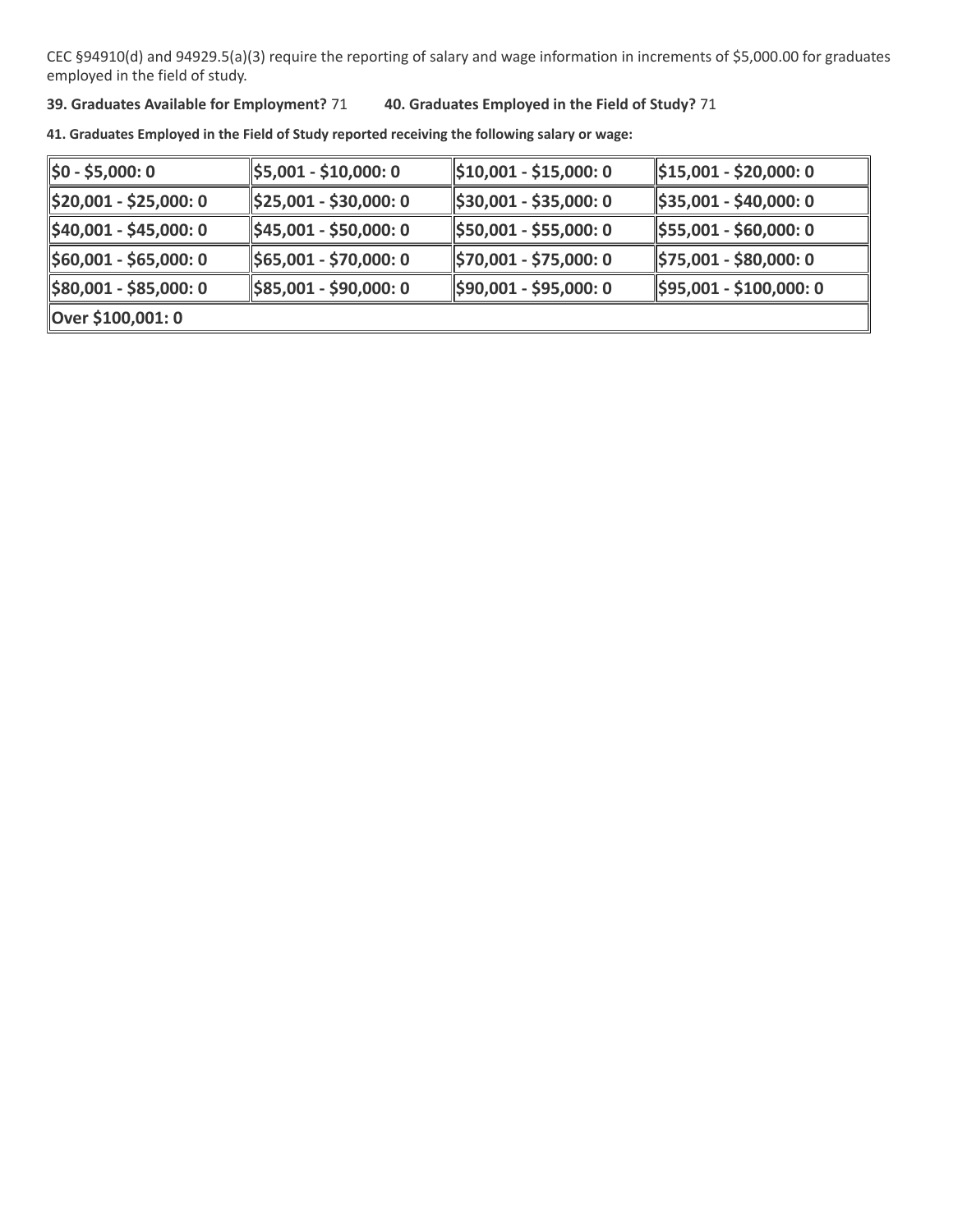CEC §94910(d) and 94929.5(a)(3) require the reporting of salary and wage information in increments of $5,000.00 for graduates employed in the field of study.

**39. Graduates Available for Employment?** 71 **40. Graduates Employed in the Field of Study?** 71

**41. Graduates Employed in the Field of Study reported receiving the following salary or wage:**

| | | | |
|---|---|---|---|
| **$0 - $5,000: 0** | **$5,001 - $10,000: 0** | **$10,001 - $15,000: 0** | **$15,001 - $20,000: 0** |
| **$20,001 - $25,000: 0** | **$25,001 - $30,000: 0** | **$30,001 - $35,000: 0** | **$35,001 - $40,000: 0** |
| **$40,001 - $45,000: 0** | **$45,001 - $50,000: 0** | **$50,001 - $55,000: 0** | **$55,001 - $60,000: 0** |
| **$60,001 - $65,000: 0** | **$65,001 - $70,000: 0** | **$70,001 - $75,000: 0** | **$75,001 - $80,000: 0** |
| **$80,001 - $85,000: 0** | **$85,001 - $90,000: 0** | **$90,001 - $95,000: 0** | **$95,001 - $100,000: 0** |
| **Over $100,001: 0** | | | |